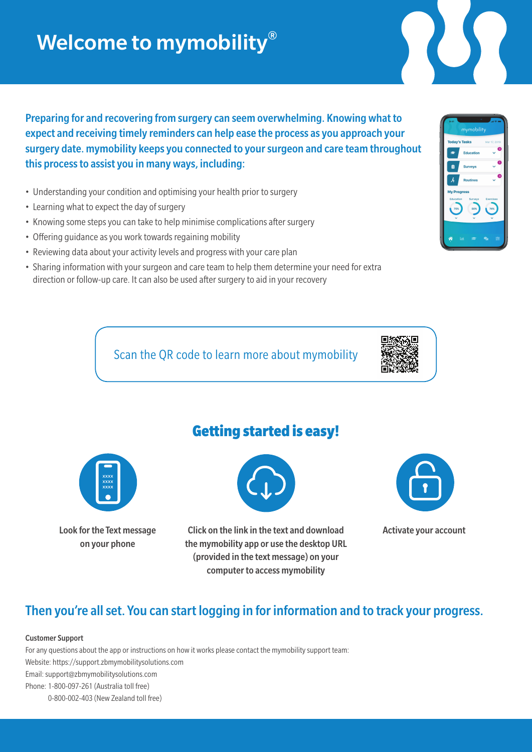# Welcome to mymobility®

**Preparing for and recovering from surgery can seem overwhelming. Knowing what to expect and receiving timely reminders can help ease the process as you approach your surgery date. mymobility keeps you connected to your surgeon and care team throughout this process to assist you in many ways, including:**

- Understanding your condition and optimising your health prior to surgery
- Learning what to expect the day of surgery
- Knowing some steps you can take to help minimise complications after surgery
- Offering guidance as you work towards regaining mobility
- Reviewing data about your activity levels and progress with your care plan
- Sharing information with your surgeon and care team to help them determine your need for extra direction or follow-up care. It can also be used after surgery to aid in your recovery

Scan the QR code to learn more about mymobility

## Getting started is easy!

**Look for the Text message on your phone**

**Click on the link in the text and download the mymobility app or use the desktop URL (provided in the text message) on your computer to access mymobility**

**Activate your account**

## Then you're all set. You can start logging in for information and to track your progress.

**Customer Support**

For any questions about the app or instructions on how it works please contact the mymobility support team:

Website: https://support.zbmymobilitysolutions.com

Email: support@zbmymobilitysolutions.com

Phone: 1-800-097-261 (Australia toll free)

0-800-002-403 (New Zealand toll free)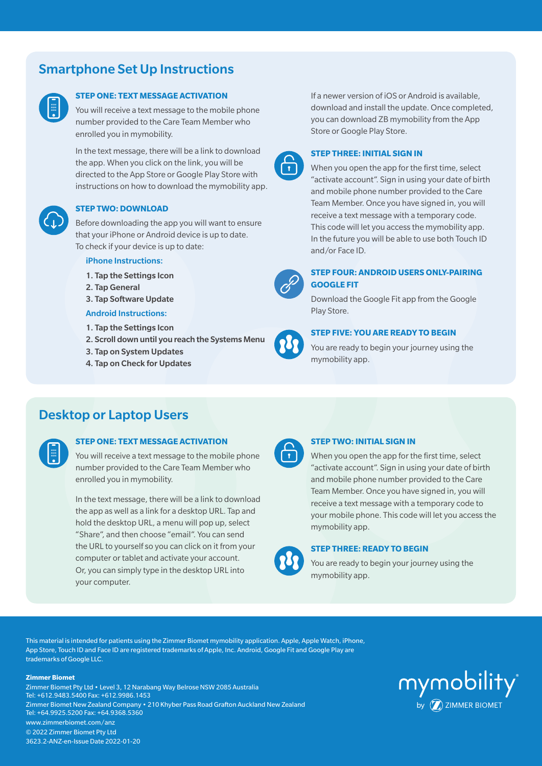## Smartphone Set Up Instructions

### STEP ONE: TEXT MESSAGE ACTIVATION

You will receive a text message to the mobile phone number provided to the Care Team Member who enrolled you in mymobility.

In the text message, there will be a link to download the app. When you click on the link, you will be directed to the App Store or Google Play Store with instructions on how to download the mymobility app.

### STEP TWO: DOWNLOAD

Before downloading the app you will want to ensure that your iPhone or Android device is up to date. To check if your device is up to date:

**iPhone Instructions:**

1. **Tap the Settings Icon**
2. **Tap General**
3. **Tap Software Update**

**Android Instructions:**

1. **Tap the Settings Icon**
2. **Scroll down until you reach the Systems Menu**
3. **Tap on System Updates**
4. **Tap on Check for Updates**

If a newer version of iOS or Android is available, download and install the update. Once completed, you can download ZB mymobility from the App Store or Google Play Store.

### STEP THREE: INITIAL SIGN IN

When you open the app for the first time, select "activate account". Sign in using your date of birth and mobile phone number provided to the Care Team Member. Once you have signed in, you will receive a text message with a temporary code. This code will let you access the mymobility app. In the future you will be able to use both Touch ID and/or Face ID.

### STEP FOUR: ANDROID USERS ONLY-PAIRING GOOGLE FIT

Download the Google Fit app from the Google Play Store.

### STEP FIVE: YOU ARE READY TO BEGIN

You are ready to begin your journey using the mymobility app.

## Desktop or Laptop Users

### STEP ONE: TEXT MESSAGE ACTIVATION

You will receive a text message to the mobile phone number provided to the Care Team Member who enrolled you in mymobility.

In the text message, there will be a link to download the app as well as a link for a desktop URL. Tap and hold the desktop URL, a menu will pop up, select "Share", and then choose "email". You can send the URL to yourself so you can click on it from your computer or tablet and activate your account. Or, you can simply type in the desktop URL into your computer.

### STEP TWO: INITIAL SIGN IN

When you open the app for the first time, select "activate account". Sign in using your date of birth and mobile phone number provided to the Care Team Member. Once you have signed in, you will receive a text message with a temporary code to your mobile phone. This code will let you access the mymobility app.

### STEP THREE: READY TO BEGIN

You are ready to begin your journey using the mymobility app.

This material is intended for patients using the Zimmer Biomet mymobility application. Apple, Apple Watch, iPhone, App Store, Touch ID and Face ID are registered trademarks of Apple, Inc. Android, Google Fit and Google Play are trademarks of Google LLC.

**Zimmer Biomet**

Zimmer Biomet Pty Ltd • Level 3, 12 Narabang Way Belrose NSW 2085 Australia
Tel: +612.9483.5400 Fax: +612.9986.1453
Zimmer Biomet New Zealand Company • 210 Khyber Pass Road Grafton Auckland New Zealand
Tel: +64.9925.5200 Fax: +64.9368.5360
www.zimmerbiomet.com/anz
© 2022 Zimmer Biomet Pty Ltd
3623.2-ANZ-en-Issue Date 2022-01-20

mymobility® by ZIMMER BIOMET